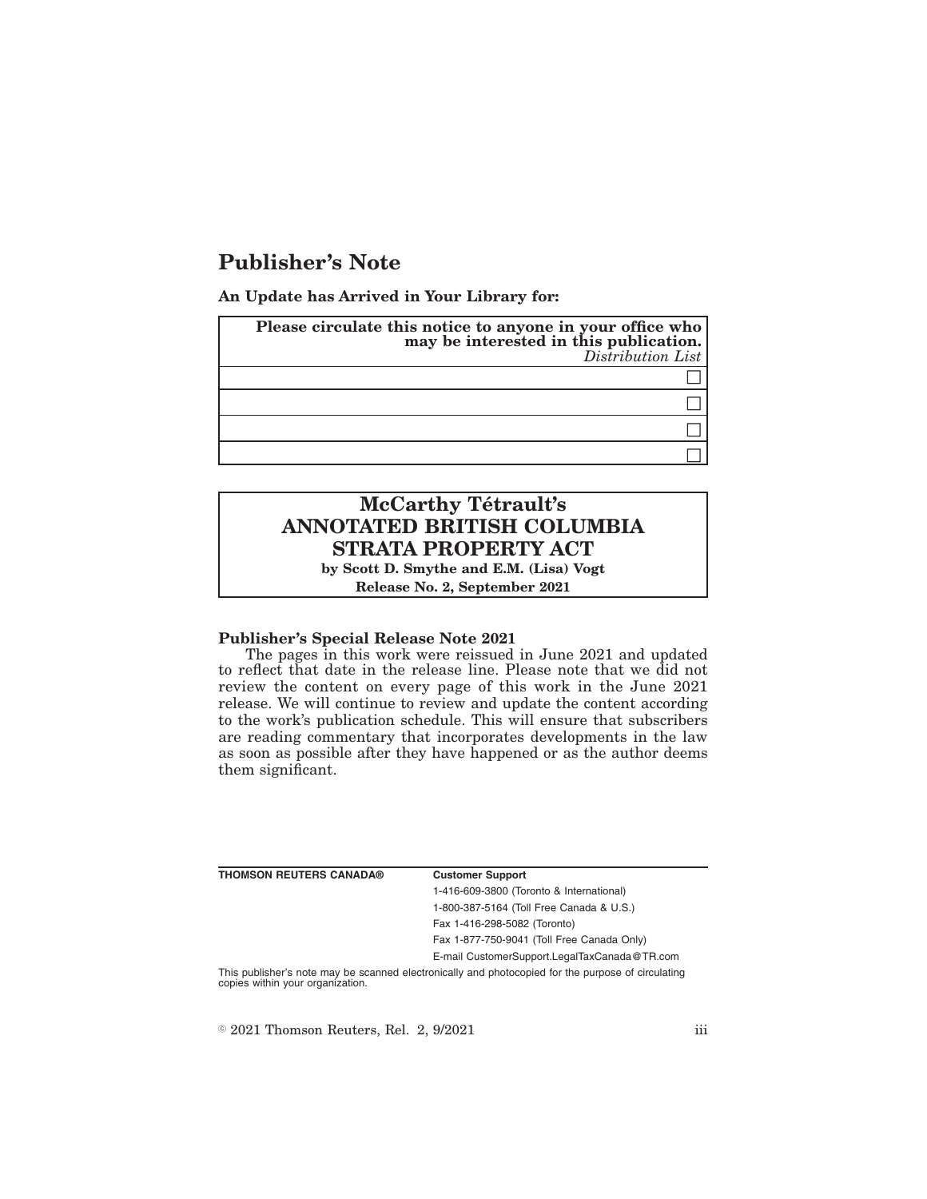# Publisher's Note

**An Update has Arrived in Your Library for:**

| **Please circulate this notice to anyone in your office who may be interested in this publication.** *Distribution List* |
| --- |
| ☐ |
| ☐ |
| ☐ |
| ☐ |

**McCarthy Tétrault's**
**ANNOTATED BRITISH COLUMBIA STRATA PROPERTY ACT**
**by Scott D. Smythe and E.M. (Lisa) Vogt**
**Release No. 2, September 2021**

**Publisher's Special Release Note 2021**

The pages in this work were reissued in June 2021 and updated to reflect that date in the release line. Please note that we did not review the content on every page of this work in the June 2021 release. We will continue to review and update the content according to the work's publication schedule. This will ensure that subscribers are reading commentary that incorporates developments in the law as soon as possible after they have happened or as the author deems them significant.

| **THOMSON REUTERS CANADA®** | **Customer Support** |
| --- | --- |
| | 1-416-609-3800 (Toronto & International) |
| | 1-800-387-5164 (Toll Free Canada & U.S.) |
| | Fax 1-416-298-5082 (Toronto) |
| | Fax 1-877-750-9041 (Toll Free Canada Only) |
| | E-mail CustomerSupport.LegalTaxCanada@TR.com |

This publisher's note may be scanned electronically and photocopied for the purpose of circulating copies within your organization.

© 2021 Thomson Reuters, Rel. 2, 9/2021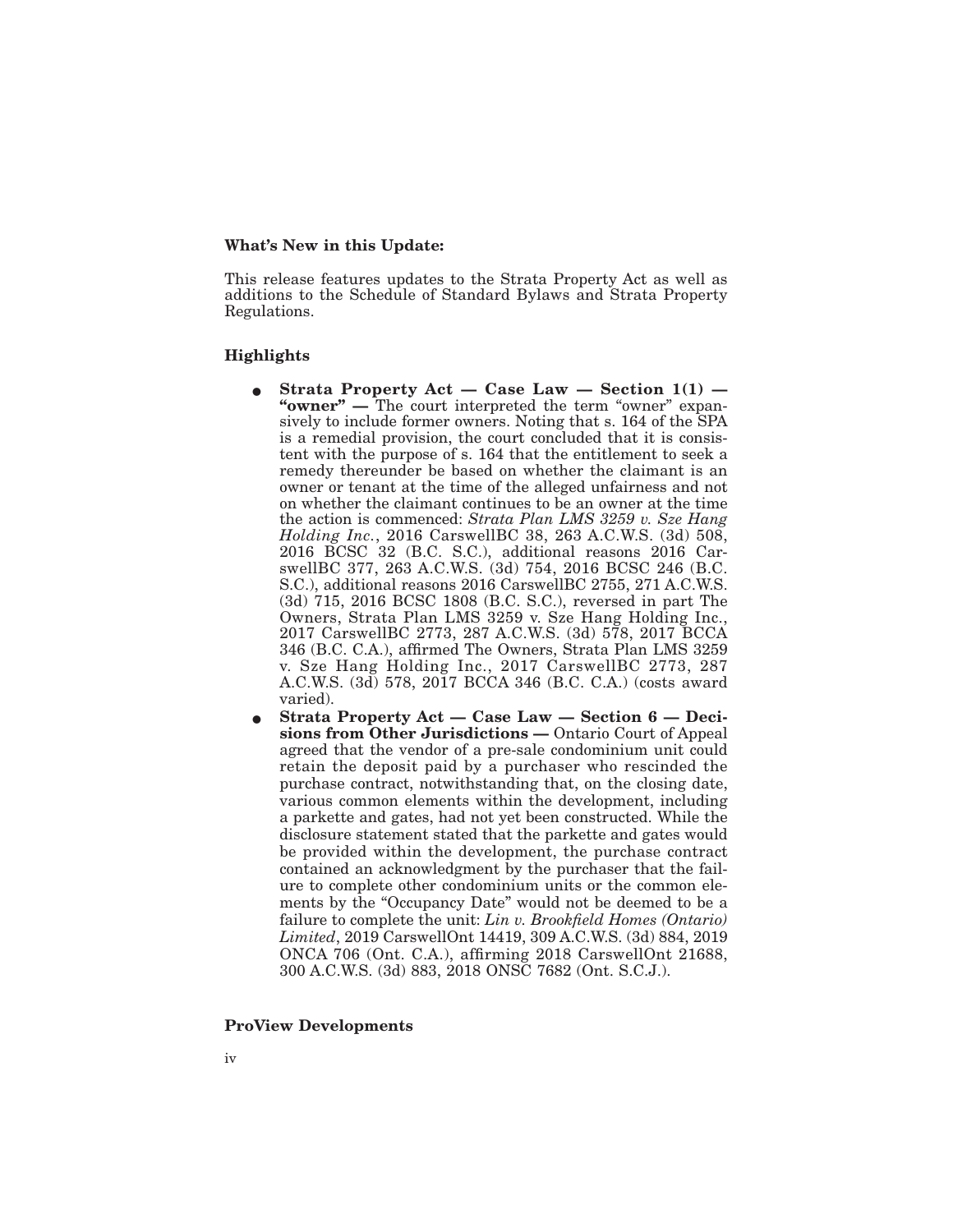**What's New in this Update:**

This release features updates to the Strata Property Act as well as additions to the Schedule of Standard Bylaws and Strata Property Regulations.

**Highlights**

- **Strata Property Act — Case Law — Section 1(1) — "owner" —** The court interpreted the term "owner" expansively to include former owners. Noting that s. 164 of the SPA is a remedial provision, the court concluded that it is consistent with the purpose of s. 164 that the entitlement to seek a remedy thereunder be based on whether the claimant is an owner or tenant at the time of the alleged unfairness and not on whether the claimant continues to be an owner at the time the action is commenced: *Strata Plan LMS 3259 v. Sze Hang Holding Inc.*, 2016 CarswellBC 38, 263 A.C.W.S. (3d) 508, 2016 BCSC 32 (B.C. S.C.), additional reasons 2016 CarswellBC 377, 263 A.C.W.S. (3d) 754, 2016 BCSC 246 (B.C. S.C.), additional reasons 2016 CarswellBC 2755, 271 A.C.W.S. (3d) 715, 2016 BCSC 1808 (B.C. S.C.), reversed in part The Owners, Strata Plan LMS 3259 v. Sze Hang Holding Inc., 2017 CarswellBC 2773, 287 A.C.W.S. (3d) 578, 2017 BCCA 346 (B.C. C.A.), affirmed The Owners, Strata Plan LMS 3259 v. Sze Hang Holding Inc., 2017 CarswellBC 2773, 287 A.C.W.S. (3d) 578, 2017 BCCA 346 (B.C. C.A.) (costs award varied).
- **Strata Property Act — Case Law — Section 6 — Decisions from Other Jurisdictions —** Ontario Court of Appeal agreed that the vendor of a pre-sale condominium unit could retain the deposit paid by a purchaser who rescinded the purchase contract, notwithstanding that, on the closing date, various common elements within the development, including a parkette and gates, had not yet been constructed. While the disclosure statement stated that the parkette and gates would be provided within the development, the purchase contract contained an acknowledgment by the purchaser that the failure to complete other condominium units or the common elements by the "Occupancy Date" would not be deemed to be a failure to complete the unit: *Lin v. Brookfield Homes (Ontario) Limited*, 2019 CarswellOnt 14419, 309 A.C.W.S. (3d) 884, 2019 ONCA 706 (Ont. C.A.), affirming 2018 CarswellOnt 21688, 300 A.C.W.S. (3d) 883, 2018 ONSC 7682 (Ont. S.C.J.).

**ProView Developments**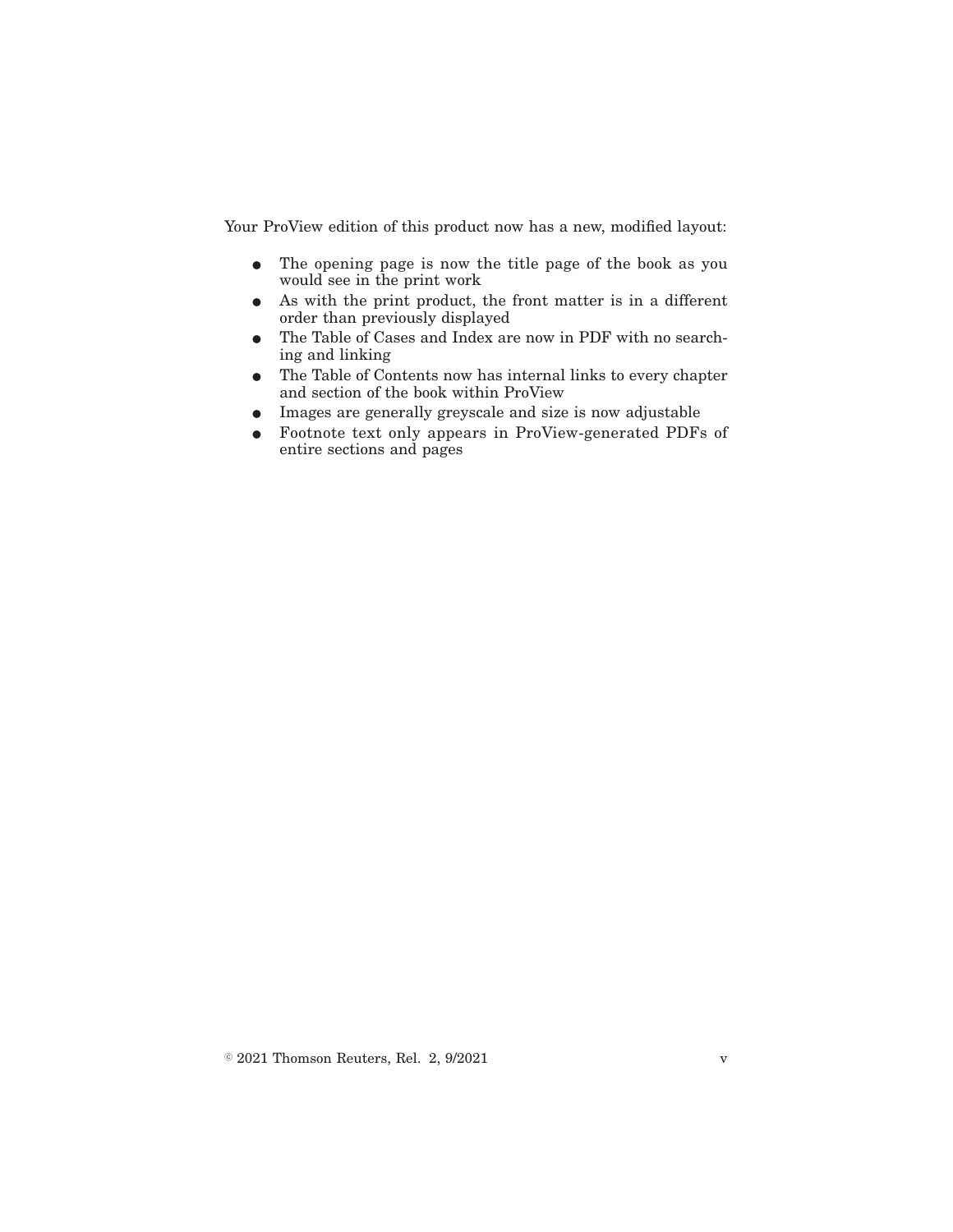Your ProView edition of this product now has a new, modified layout:

- The opening page is now the title page of the book as you would see in the print work
- As with the print product, the front matter is in a different order than previously displayed
- The Table of Cases and Index are now in PDF with no searching and linking
- The Table of Contents now has internal links to every chapter and section of the book within ProView
- Images are generally greyscale and size is now adjustable
- Footnote text only appears in ProView-generated PDFs of entire sections and pages